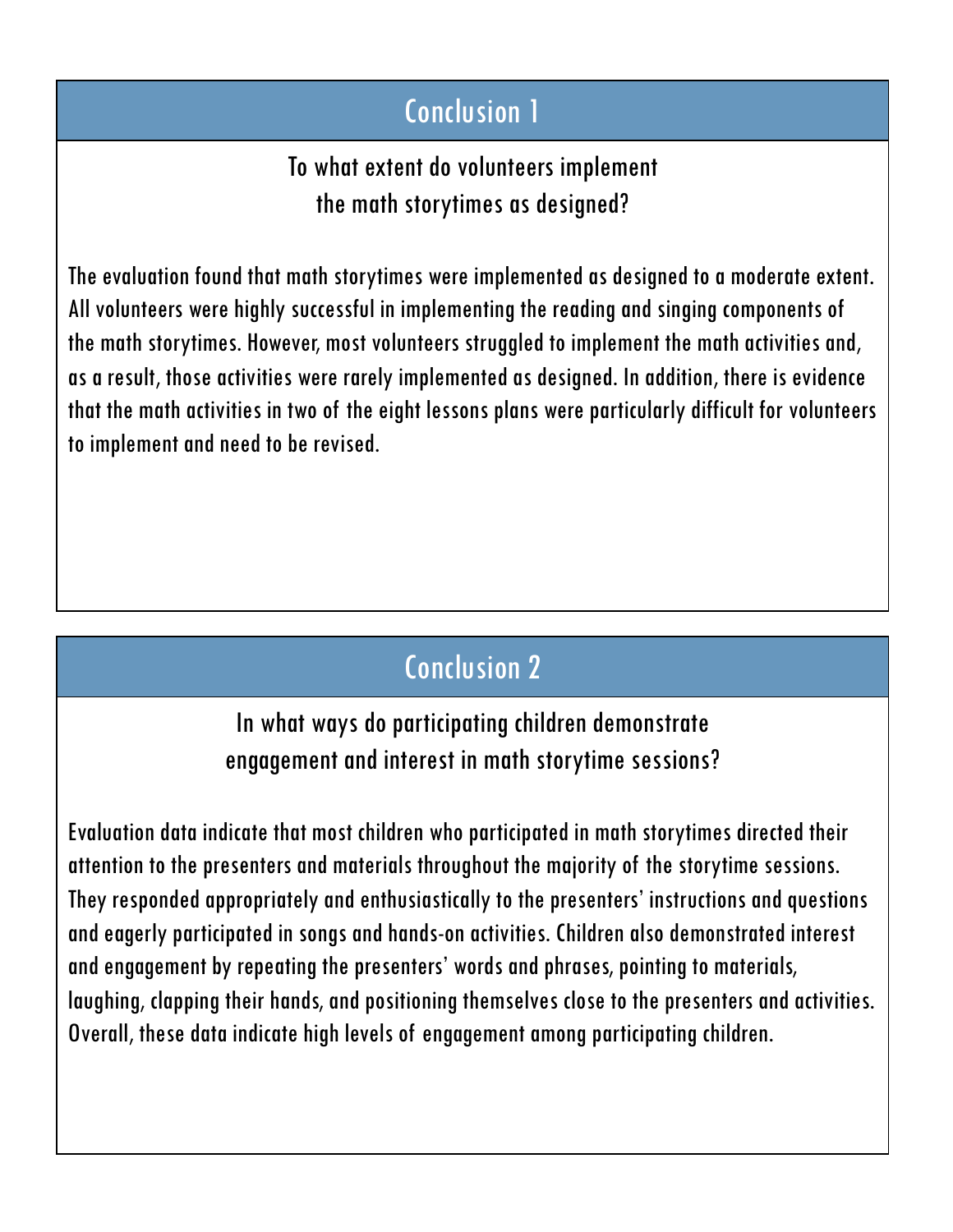## Conclusion 1

**To what extent do volunteers implement the math storytimes as designed?**

The evaluation found that math storytimes were implemented as designed to a moderate extent. All volunteers were highly successful in implementing the reading and singing components of the math storytimes. However, most volunteers struggled to implement the math activities and, as a result, those activities were rarely implemented as designed. In addition, there is evidence that the math activities in two of the eight lessons plans were particularly difficult for volunteers to implement and need to be revised.

## Conclusion 2

**In what ways do participating children demonstrate engagement and interest in math storytime sessions?**

Evaluation data indicate that most children who participated in math storytimes directed their attention to the presenters and materials throughout the majority of the storytime sessions. They responded appropriately and enthusiastically to the presenters' instructions and questions and eagerly participated in songs and hands-on activities. Children also demonstrated interest and engagement by repeating the presenters' words and phrases, pointing to materials, laughing, clapping their hands, and positioning themselves close to the presenters and activities. Overall, these data indicate high levels of engagement among participating children.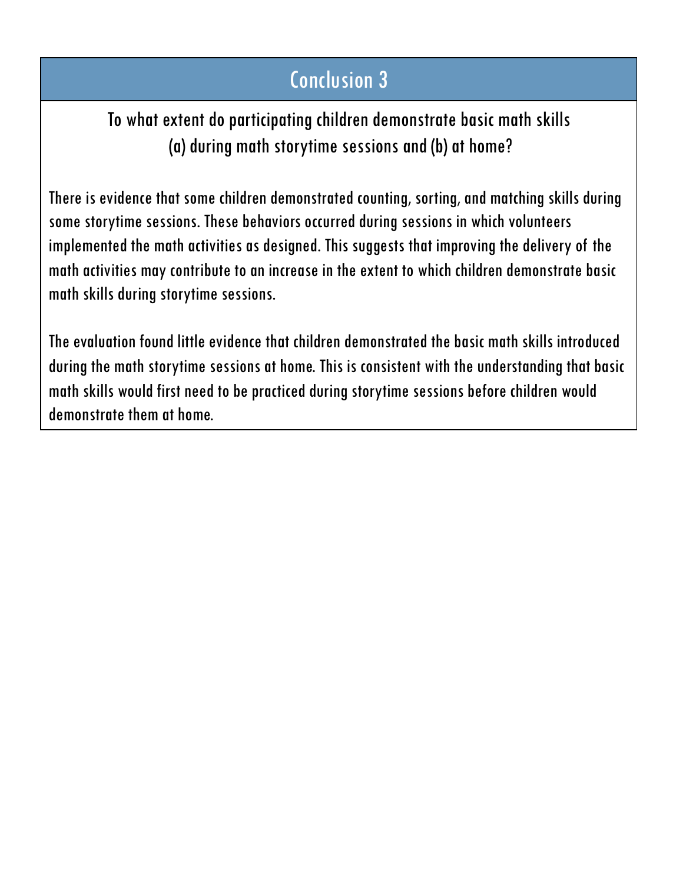## Conclusion 3

To what extent do participating children demonstrate basic math skills (a) during math storytime sessions and (b) at home?

There is evidence that some children demonstrated counting, sorting, and matching skills during some storytime sessions. These behaviors occurred during sessions in which volunteers implemented the math activities as designed. This suggests that improving the delivery of the math activities may contribute to an increase in the extent to which children demonstrate basic math skills during storytime sessions.

The evaluation found little evidence that children demonstrated the basic math skills introduced during the math storytime sessions at home. This is consistent with the understanding that basic math skills would first need to be practiced during storytime sessions before children would demonstrate them at home.